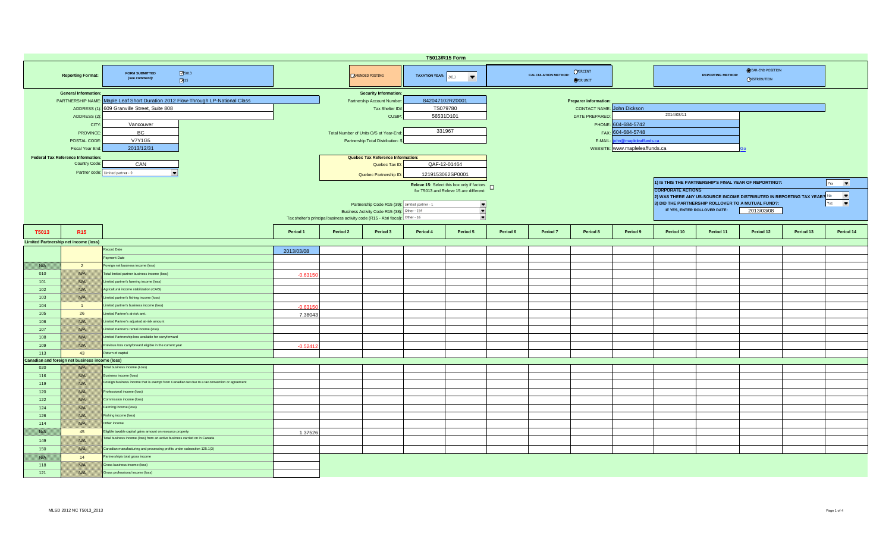# T5013/R15 Form

**Reporting Format:** FORM SUBMITTED (see comment): ☑ 5013 ☑ R15

☐ AMENDED POSTING

**TAXATION YEAR:** 2013

**CALCULATION METHOD:** ○ PERCENT ● PER UNIT

**REPORTING METHOD:** ● YEAR-END POSITION ○ DISTRIBUTION

**General Information:**

- PARTNERSHIP NAME: Maple Leaf Short Duration 2012 Flow-Through LP-National Class
- ADDRESS (1): 609 Granville Street, Suite 808
- ADDRESS (2):
- CITY: Vancouver
- PROVINCE: BC
- POSTAL CODE: V7Y1G5
- Fiscal Year End: 2013/12/31

**Federal Tax Reference Information:**

- Country Code: CAN
- Partner code: Limited partner - 0

**Security Information:**

- Partnership Account Number: 842047102RZ0001
- Tax Shelter ID#: TS079780
- CUSIP: 56531D101
- Total Number of Units O/S at Year-End: 331967
- Partnership Total Distribution: $

**Quebec Tax Reference Information:**

- Quebec Tax ID: QAF-12-01464
- Quebec Partnership ID: 1219153062SP0001

Releve 15: Select this box only if factors for T5013 and Releve 15 are different: ☐

- Partnership Code R15 (39): Limited partner - 1
- Business Activity Code R15 (38): Other - 154
- Tax shelter's principal business activity code (R15 - Abri fiscal): Other - 16

**Preparer information:**

- CONTACT NAME: John Dickson
- DATE PREPARED: 2014/03/11
- PHONE: 604-684-5742
- FAX: 604-684-5748
- E-MAIL: john@mapleleaffunds.ca
- WEBSITE: www.mapleleaffunds.ca

1) IS THIS THE PARTNERSHIP'S FINAL YEAR OF REPORTING?: Yes

**CORPORATE ACTIONS**

2) WAS THERE ANY US-SOURCE INCOME DISTRIBUTED IN REPORTING TAX YEAR?: No

3) DID THE PARTNERSHIP ROLLOVER TO A MUTUAL FUND?: Yes

IF YES, ENTER ROLLOVER DATE: 2013/03/08

| T5013 | R15 | | Period 1 | Period 2 | Period 3 | Period 4 | Period 5 | Period 6 | Period 7 | Period 8 | Period 9 | Period 10 | Period 11 | Period 12 | Period 13 | Period 14 |
|---|---|---|---|---|---|---|---|---|---|---|---|---|---|---|---|---|
| **Limited Partnership net income (loss)** | | | | | | | | | | | | | | | | |
| | | Record Date | 2013/03/08 | | | | | | | | | | | | | |
| | | Payment Date | | | | | | | | | | | | | | |
| N/A | 2 | Foreign net business income (loss) | | | | | | | | | | | | | | |
| 010 | N/A | Total limited partner business income (loss) | -0.63150 | | | | | | | | | | | | | |
| 101 | N/A | Limited partner's farming income (loss) | | | | | | | | | | | | | | |
| 102 | N/A | Agricultural income stabilization (CAIS) | | | | | | | | | | | | | | |
| 103 | N/A | Limited partner's fishing income (loss) | | | | | | | | | | | | | | |
| 104 | 1 | Limited partner's business income (loss) | -0.63150 | | | | | | | | | | | | | |
| 105 | 26 | Limited Partner's at-risk amt. | 7.38043 | | | | | | | | | | | | | |
| 106 | N/A | Limited Partner's adjusted at-risk amount | | | | | | | | | | | | | | |
| 107 | N/A | Limited Partner's rental income (loss) | | | | | | | | | | | | | | |
| 108 | N/A | Limited Partnership loss available for carryforward | | | | | | | | | | | | | | |
| 109 | N/A | Previous loss carryforward eligible in the current year | -0.52412 | | | | | | | | | | | | | |
| 113 | 43 | Return of capital | | | | | | | | | | | | | | |
| **Canadian and foreign net business income (loss)** | | | | | | | | | | | | | | | | |
| 020 | N/A | Total business income (Loss) | | | | | | | | | | | | | | |
| 116 | N/A | Business income (loss) | | | | | | | | | | | | | | |
| 119 | N/A | Foreign business income that is exempt from Canadian tax due to a tax convention or agreement | | | | | | | | | | | | | | |
| 120 | N/A | Professional income (loss) | | | | | | | | | | | | | | |
| 122 | N/A | Commission income (loss) | | | | | | | | | | | | | | |
| 124 | N/A | Farming income (loss) | | | | | | | | | | | | | | |
| 126 | N/A | Fishing income (loss) | | | | | | | | | | | | | | |
| 114 | N/A | Other income | | | | | | | | | | | | | | |
| N/A | 45 | Eligible taxable capital gains amount on resource property | 1.37526 | | | | | | | | | | | | | |
| 149 | N/A | Total business income (loss) from an active business carried on in Canada | | | | | | | | | | | | | | |
| 150 | N/A | Canadian manufacturing and processing profits under subsection 125.1(3) | | | | | | | | | | | | | | |
| N/A | 14 | Partnership's total gross income | | | | | | | | | | | | | | |
| 118 | N/A | Gross business income (loss) | | | | | | | | | | | | | | |
| 121 | N/A | Gross professional income (loss) | | | | | | | | | | | | | | |

MLSD 2012 NC T5013_2013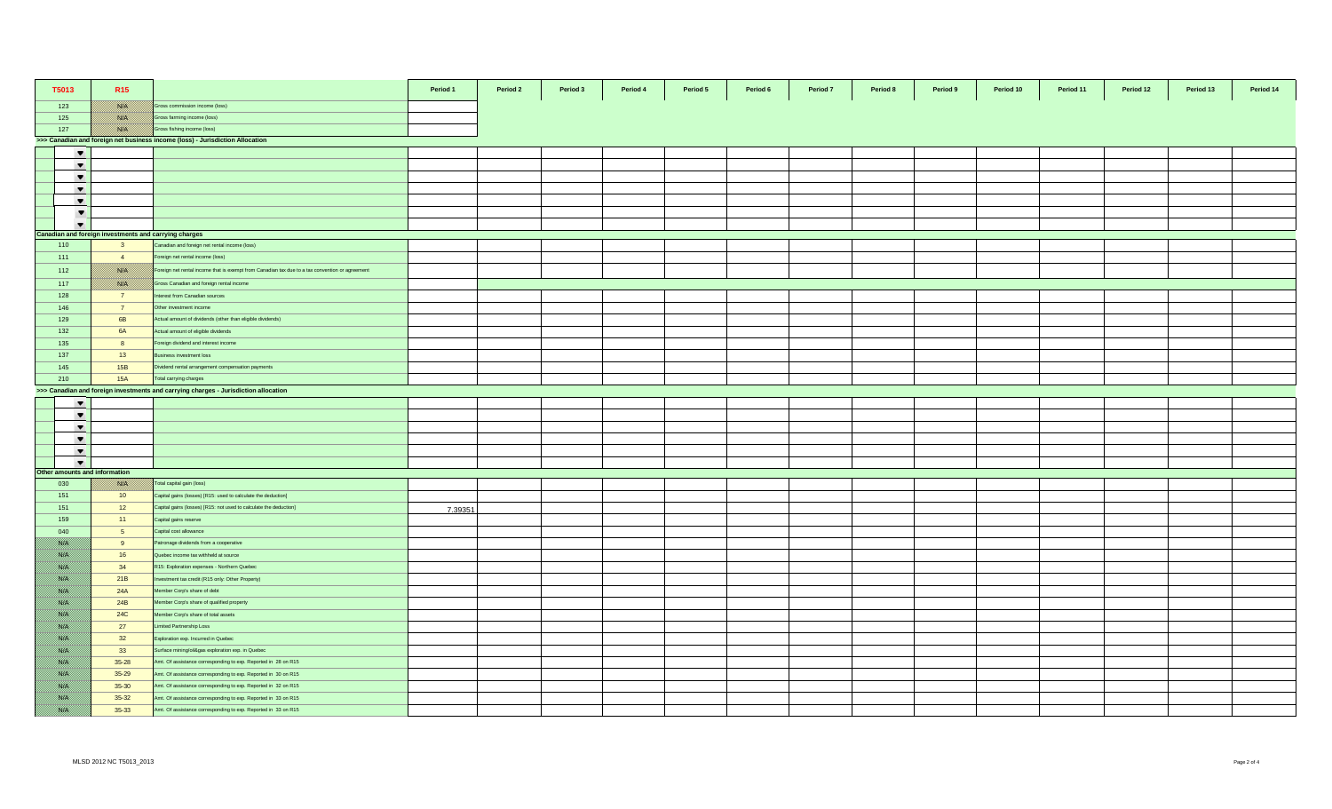| T5013 | R15 | | Period 1 | Period 2 | Period 3 | Period 4 | Period 5 | Period 6 | Period 7 | Period 8 | Period 9 | Period 10 | Period 11 | Period 12 | Period 13 | Period 14 |
|---|---|---|---|---|---|---|---|---|---|---|---|---|---|---|---|---|
| 123 | N/A | Gross commission income (loss) | | | | | | | | | | | | | | |
| 125 | N/A | Gross farming income (loss) | | | | | | | | | | | | | | |
| 127 | N/A | Gross fishing income (loss) | | | | | | | | | | | | | | |
| >>> Canadian and foreign net business income (loss) - Jurisdiction Allocation | | | | | | | | | | | | | | | | |
| | | | | | | | | | | | | | | | | |
| | | | | | | | | | | | | | | | | |
| | | | | | | | | | | | | | | | | |
| | | | | | | | | | | | | | | | | |
| | | | | | | | | | | | | | | | | |
| | | | | | | | | | | | | | | | | |
| | | | | | | | | | | | | | | | | |
| Canadian and foreign investments and carrying charges | | | | | | | | | | | | | | | | |
| 110 | 3 | Canadian and foreign net rental income (loss) | | | | | | | | | | | | | | |
| 111 | 4 | Foreign net rental income (loss) | | | | | | | | | | | | | | |
| 112 | N/A | Foreign net rental income that is exempt from Canadian tax due to a tax convention or agreement | | | | | | | | | | | | | | |
| 117 | N/A | Gross Canadian and foreign rental income | | | | | | | | | | | | | | |
| 128 | 7 | Interest from Canadian sources | | | | | | | | | | | | | | |
| 146 | 7 | Other investment income | | | | | | | | | | | | | | |
| 129 | 6B | Actual amount of dividends (other than eligible dividends) | | | | | | | | | | | | | | |
| 132 | 6A | Actual amount of eligible dividends | | | | | | | | | | | | | | |
| 135 | 8 | Foreign dividend and interest income | | | | | | | | | | | | | | |
| 137 | 13 | Business investment loss | | | | | | | | | | | | | | |
| 145 | 15B | Dividend rental arrangement compensation payments | | | | | | | | | | | | | | |
| 210 | 15A | Total carrying charges | | | | | | | | | | | | | | |
| >>> Canadian and foreign investments and carrying charges - Jurisdiction allocation | | | | | | | | | | | | | | | | |
| | | | | | | | | | | | | | | | | |
| | | | | | | | | | | | | | | | | |
| | | | | | | | | | | | | | | | | |
| | | | | | | | | | | | | | | | | |
| | | | | | | | | | | | | | | | | |
| | | | | | | | | | | | | | | | | |
| Other amounts and information | | | | | | | | | | | | | | | | |
| 030 | N/A | Total capital gain (loss) | | | | | | | | | | | | | | |
| 151 | 10 | Capital gains (losses) [R15: used to calculate the deduction] | | | | | | | | | | | | | | |
| 151 | 12 | Capital gains (losses) [R15: not used to calculate the deduction] | 7.39351 | | | | | | | | | | | | | |
| 159 | 11 | Capital gains reserve | | | | | | | | | | | | | | |
| 040 | 5 | Capital cost allowance | | | | | | | | | | | | | | |
| N/A | 9 | Patronage dividends from a cooperative | | | | | | | | | | | | | | |
| N/A | 16 | Quebec income tax withheld at source | | | | | | | | | | | | | | |
| N/A | 34 | R15: Exploration expenses - Northern Quebec | | | | | | | | | | | | | | |
| N/A | 21B | Investment tax credit (R15 only: Other Property) | | | | | | | | | | | | | | |
| N/A | 24A | Member Corp's share of debt | | | | | | | | | | | | | | |
| N/A | 24B | Member Corp's share of qualified property | | | | | | | | | | | | | | |
| N/A | 24C | Member Corp's share of total assets | | | | | | | | | | | | | | |
| N/A | 27 | Limited Partnership Loss | | | | | | | | | | | | | | |
| N/A | 32 | Exploration exp. Incurred in Quebec | | | | | | | | | | | | | | |
| N/A | 33 | Surface mining/oil&gas exploration exp. in Quebec | | | | | | | | | | | | | | |
| N/A | 35-28 | Amt. Of assistance corresponding to exp. Reported in 28 on R15 | | | | | | | | | | | | | | |
| N/A | 35-29 | Amt. Of assistance corresponding to exp. Reported in 30 on R15 | | | | | | | | | | | | | | |
| N/A | 35-30 | Amt. Of assistance corresponding to exp. Reported in 32 on R15 | | | | | | | | | | | | | | |
| N/A | 35-32 | Amt. Of assistance corresponding to exp. Reported in 33 on R15 | | | | | | | | | | | | | | |
| N/A | 35-33 | Amt. Of assistance corresponding to exp. Reported in 33 on R15 | | | | | | | | | | | | | | |

MLSD 2012 NC T5013_2013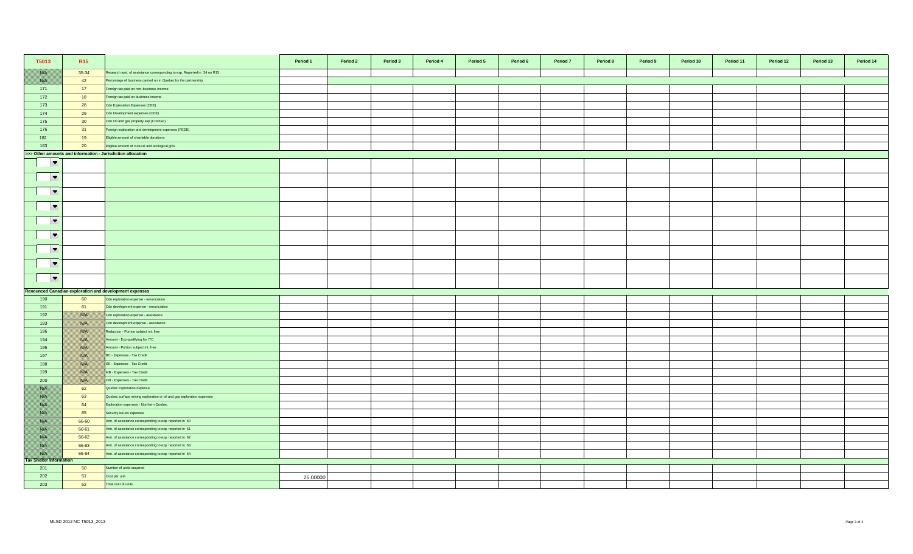| T5013 | R15 | | Period 1 | Period 2 | Period 3 | Period 4 | Period 5 | Period 6 | Period 7 | Period 8 | Period 9 | Period 10 | Period 11 | Period 12 | Period 13 | Period 14 |
|---|---|---|---|---|---|---|---|---|---|---|---|---|---|---|---|---|
| N/A | 35-34 | Research amt. of assistance corresponding to exp. Reported in 34 on R15 | | | | | | | | | | | | | | |
| N/A | 42 | Percentage of business carried on in Quebec by the partnership | | | | | | | | | | | | | | |
| 171 | 17 | Foreign tax paid on non-business income | | | | | | | | | | | | | | |
| 172 | 18 | Foreign tax paid on business income | | | | | | | | | | | | | | |
| 173 | 28 | Cdn Exploration Expenses (CEE) | | | | | | | | | | | | | | |
| 174 | 29 | Cdn Development expenses (CDE) | | | | | | | | | | | | | | |
| 175 | 30 | Cdn Oil and gas property exp (COPGE) | | | | | | | | | | | | | | |
| 176 | 31 | Foreign exploration and development expenses (FEDE) | | | | | | | | | | | | | | |
| 182 | 19 | Eligible amount of charitable donations | | | | | | | | | | | | | | |
| 183 | 20 | Eligible amount of cultural and ecological gifts | | | | | | | | | | | | | | |
| **>>> Other amounts and information - Jurisdiction allocation** | | | | | | | | | | | | | | | | |
| | | | | | | | | | | | | | | | | |
| | | | | | | | | | | | | | | | | |
| | | | | | | | | | | | | | | | | |
| | | | | | | | | | | | | | | | | |
| | | | | | | | | | | | | | | | | |
| | | | | | | | | | | | | | | | | |
| | | | | | | | | | | | | | | | | |
| | | | | | | | | | | | | | | | | |
| | | | | | | | | | | | | | | | | |
| **Renounced Canadian exploration and development expenses** | | | | | | | | | | | | | | | | |
| 190 | 60 | Cdn exploration expense - renunciation | | | | | | | | | | | | | | |
| 191 | 61 | Cdn development expense - renunciation | | | | | | | | | | | | | | |
| 192 | N/A | Cdn exploration expense - assistance | | | | | | | | | | | | | | |
| 193 | N/A | Cdn development expense - assistance | | | | | | | | | | | | | | |
| 196 | N/A | Reduction - Portion subject int. free | | | | | | | | | | | | | | |
| 194 | N/A | Amount - Exp qualifying for ITC | | | | | | | | | | | | | | |
| 195 | N/A | Amount - Portion subject int. free | | | | | | | | | | | | | | |
| 197 | N/A | BC - Expenses - Tax Credit | | | | | | | | | | | | | | |
| 198 | N/A | SK - Expenses - Tax Credit | | | | | | | | | | | | | | |
| 199 | N/A | MB - Expenses - Tax Credit | | | | | | | | | | | | | | |
| 200 | N/A | ON - Expenses - Tax Credit | | | | | | | | | | | | | | |
| N/A | 62 | Quebec Exploration Expense | | | | | | | | | | | | | | |
| N/A | 63 | Quebec surface mining exploration or oil and gas exploration expenses | | | | | | | | | | | | | | |
| N/A | 64 | Exploration expenses - Northern Quebec | | | | | | | | | | | | | | |
| N/A | 65 | Security issues expenses | | | | | | | | | | | | | | |
| N/A | 66-60 | Amt. of assistance corresponding to exp. reported in 60 | | | | | | | | | | | | | | |
| N/A | 66-61 | Amt. of assistance corresponding to exp. reported in 61 | | | | | | | | | | | | | | |
| N/A | 66-62 | Amt. of assistance corresponding to exp. reported in 62 | | | | | | | | | | | | | | |
| N/A | 66-63 | Amt. of assistance corresponding to exp. reported in 63 | | | | | | | | | | | | | | |
| N/A | 66-64 | Amt. of assistance corresponding to exp. reported in 64 | | | | | | | | | | | | | | |
| **Tax Shelter Information** | | | | | | | | | | | | | | | | |
| 201 | 50 | Number of units acquired | | | | | | | | | | | | | | |
| 202 | 51 | Cost per unit | 25.00000 | | | | | | | | | | | | | |
| 203 | 52 | Total cost of units | | | | | | | | | | | | | | |

MLSD 2012 NC T5013_2013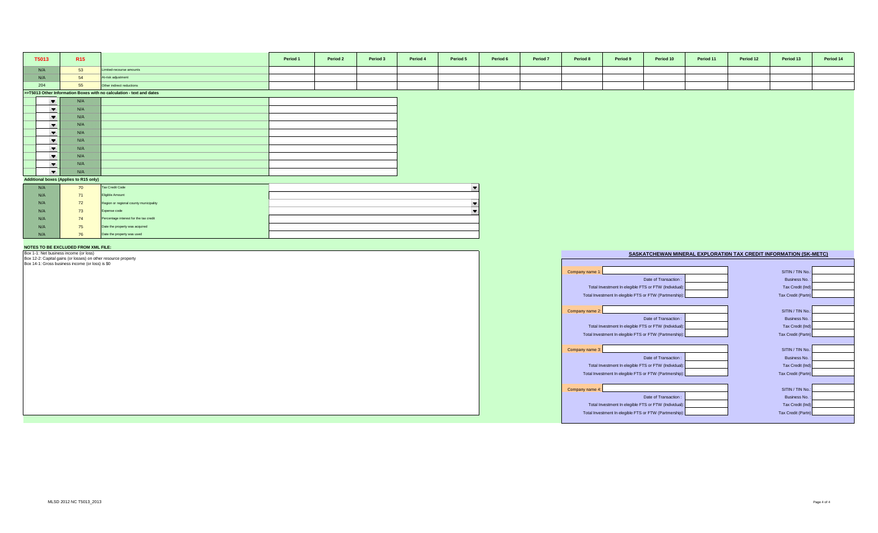| T5013 | R15 | | Period 1 | Period 2 | Period 3 | Period 4 | Period 5 | Period 6 | Period 7 | Period 8 | Period 9 | Period 10 | Period 11 | Period 12 | Period 13 | Period 14 |
|---|---|---|---|---|---|---|---|---|---|---|---|---|---|---|---|---|
| N/A | 53 | Limited-recourse amounts | | | | | | | | | | | | | | |
| N/A | 54 | At-risk adjustment | | | | | | | | | | | | | | |
| 204 | 55 | Other indirect reductions | | | | | | | | | | | | | | |

**>>T5013 Other Information Boxes with no calculation - text and dates**

| | | | |
|---|---|---|---|
| ▼ | N/A | | |
| ▼ | N/A | | |
| ▼ | N/A | | |
| ▼ | N/A | | |
| ▼ | N/A | | |
| ▼ | N/A | | |
| ▼ | N/A | | |
| ▼ | N/A | | |
| ▼ | N/A | | |
| ▼ | N/A | | |

**Additional boxes (Applies to R15 only)**

| | | | |
|---|---|---|---|
| N/A | 70 | Tax Credit Code | ▼ |
| N/A | 71 | Eligible Amount | |
| N/A | 72 | Region or regional county municipality | ▼ |
| N/A | 73 | Expense code | ▼ |
| N/A | 74 | Percentage interest for the tax credit | |
| N/A | 75 | Date the property was acquired | |
| N/A | 76 | Date the property was used | |

**NOTES TO BE EXCLUDED FROM XML FILE:**

Box 1-1: Net business income (or loss)
Box 12-2: Capital gains (or losses) on other resource property
Box 14-1: Gross business income (or loss) is $0

**SASKATCHEWAN MINERAL EXPLORATION TAX CREDIT INFORMATION (SK-METC)**

| | | | |
|---|---|---|---|
| Company name 1: | | SITIN / TIN No.: | |
| Date of Transaction : | | Business No. : | |
| Total Investment In elegible FTS or FTW (Individual): | | Tax Credit (Ind) | |
| Total Investment In elegible FTS or FTW (Partnership): | | Tax Credit (Partn) | |
| Company name 2: | | SITIN / TIN No.: | |
| Date of Transaction : | | Business No. : | |
| Total Investment In elegible FTS or FTW (Individual): | | Tax Credit (Ind) | |
| Total Investment In elegible FTS or FTW (Partnership): | | Tax Credit (Partn) | |
| Company name 3: | | SITIN / TIN No.: | |
| Date of Transaction : | | Business No. : | |
| Total Investment In elegible FTS or FTW (Individual): | | Tax Credit (Ind) | |
| Total Investment In elegible FTS or FTW (Partnership): | | Tax Credit (Partn) | |
| Company name 4: | | SITIN / TIN No.: | |
| Date of Transaction : | | Business No. : | |
| Total Investment In elegible FTS or FTW (Individual): | | Tax Credit (Ind) | |
| Total Investment In elegible FTS or FTW (Partnership): | | Tax Credit (Partn) | |

MLSD 2012 NC T5013_2013